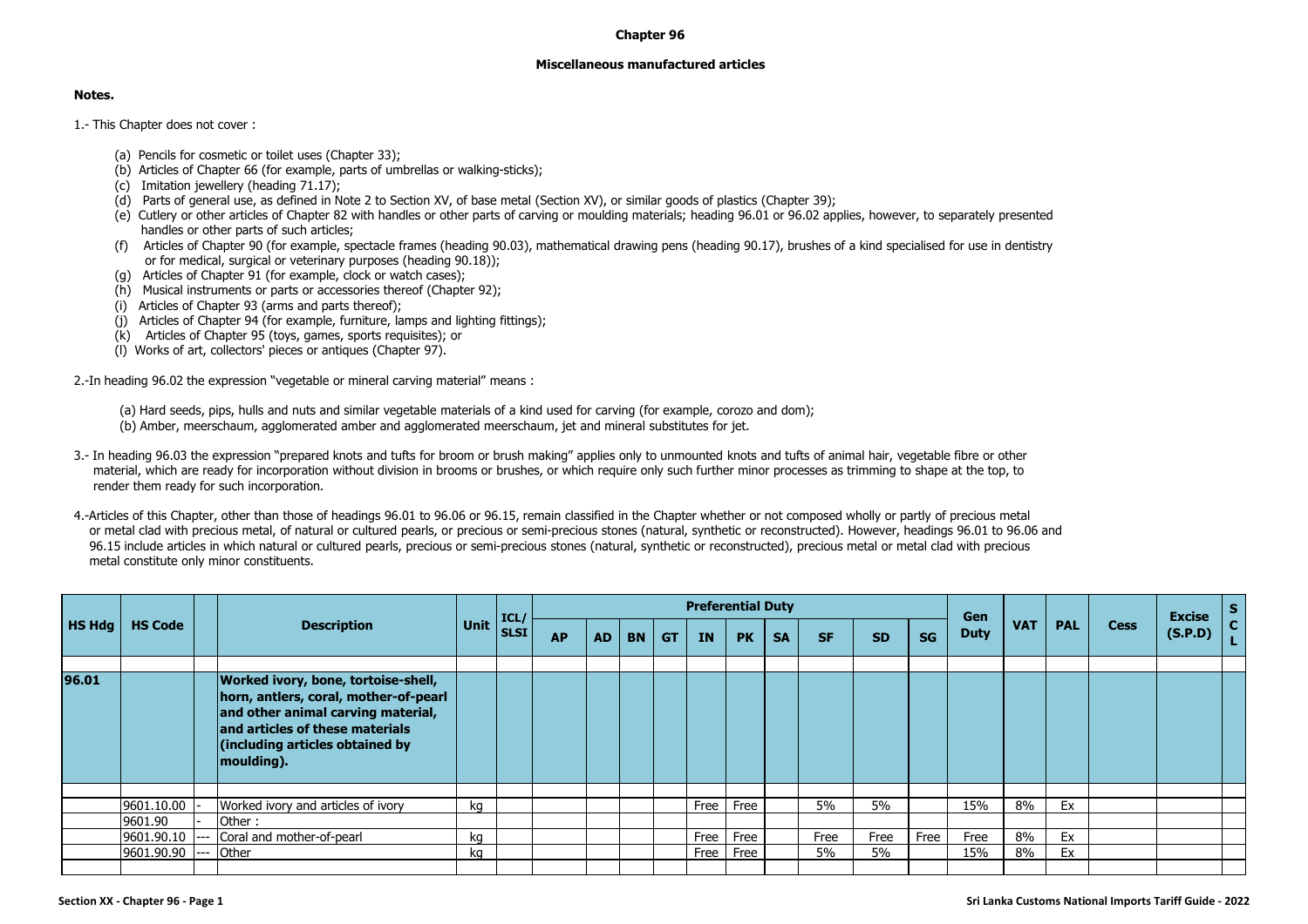# Chapter 96

## Miscellaneous manufactured articles

**Notes.**

1.- This Chapter does not cover :

- (a) Pencils for cosmetic or toilet uses (Chapter 33);
- (b) Articles of Chapter 66 (for example, parts of umbrellas or walking-sticks);
- (c) Imitation jewellery (heading 71.17);
- (d) Parts of general use, as defined in Note 2 to Section XV, of base metal (Section XV), or similar goods of plastics (Chapter 39);
- (e) Cutlery or other articles of Chapter 82 with handles or other parts of carving or moulding materials; heading 96.01 or 96.02 applies, however, to separately presented handles or other parts of such articles;
- (f) Articles of Chapter 90 (for example, spectacle frames (heading 90.03), mathematical drawing pens (heading 90.17), brushes of a kind specialised for use in dentistry or for medical, surgical or veterinary purposes (heading 90.18));
- (g) Articles of Chapter 91 (for example, clock or watch cases);
- (h) Musical instruments or parts or accessories thereof (Chapter 92);
- (i) Articles of Chapter 93 (arms and parts thereof);
- (j) Articles of Chapter 94 (for example, furniture, lamps and lighting fittings);
- (k) Articles of Chapter 95 (toys, games, sports requisites); or
- (l) Works of art, collectors' pieces or antiques (Chapter 97).

2.-In heading 96.02 the expression "vegetable or mineral carving material" means :

- (a) Hard seeds, pips, hulls and nuts and similar vegetable materials of a kind used for carving (for example, corozo and dom);
- (b) Amber, meerschaum, agglomerated amber and agglomerated meerschaum, jet and mineral substitutes for jet.

3.- In heading 96.03 the expression "prepared knots and tufts for broom or brush making" applies only to unmounted knots and tufts of animal hair, vegetable fibre or other material, which are ready for incorporation without division in brooms or brushes, or which require only such further minor processes as trimming to shape at the top, to render them ready for such incorporation.

4.-Articles of this Chapter, other than those of headings 96.01 to 96.06 or 96.15, remain classified in the Chapter whether or not composed wholly or partly of precious metal or metal clad with precious metal, of natural or cultured pearls, or precious or semi-precious stones (natural, synthetic or reconstructed). However, headings 96.01 to 96.06 and 96.15 include articles in which natural or cultured pearls, precious or semi-precious stones (natural, synthetic or reconstructed), precious metal or metal clad with precious metal constitute only minor constituents.

| HS Hdg | HS Code | | Description | Unit | ICL/ SLSI | Preferential Duty | | | | | | | | | | Gen Duty | VAT | PAL | Cess | Excise (S.P.D) | SCL |
|---|---|---|---|---|---|---|---|---|---|---|---|---|---|---|---|---|---|---|---|---|---|
| | | | | | | AP | AD | BN | GT | IN | PK | SA | SF | SD | SG | | | | | | |
| **96.01** | | | **Worked ivory, bone, tortoise-shell, horn, antlers, coral, mother-of-pearl and other animal carving material, and articles of these materials (including articles obtained by moulding).** | | | | | | | | | | | | | | | | | | |
| | 9601.10.00 | - | Worked ivory and articles of ivory | kg | | | | | | Free | Free | | 5% | 5% | | 15% | 8% | Ex | | | |
| | 9601.90 | - | Other : | | | | | | | | | | | | | | | | | | |
| | 9601.90.10 | --- | Coral and mother-of-pearl | kg | | | | | | Free | Free | | Free | Free | Free | Free | 8% | Ex | | | |
| | 9601.90.90 | --- | Other | kg | | | | | | Free | Free | | 5% | 5% | | 15% | 8% | Ex | | | |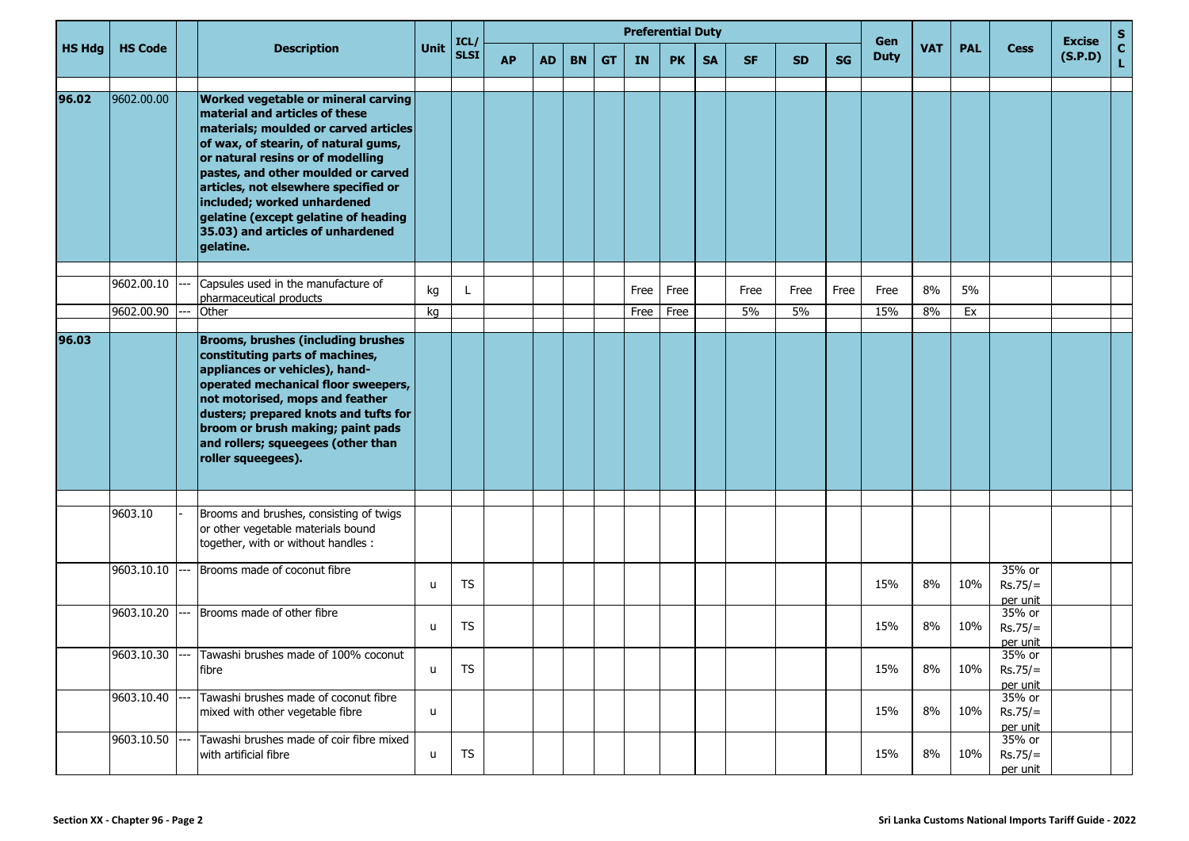| HS Hdg | HS Code | | Description | Unit | ICL/ SLSI | Preferential Duty | | | | | | | | | | Gen Duty | VAT | PAL | Cess | Excise (S.P.D) | S C L |
|---|---|---|---|---|---|---|---|---|---|---|---|---|---|---|---|---|---|---|---|---|---|
| | | | | | | AP | AD | BN | GT | IN | PK | SA | SF | SD | SG | | | | | | |
| **96.02** | 9602.00.00 | | **Worked vegetable or mineral carving material and articles of these materials; moulded or carved articles of wax, of stearin, of natural gums, or natural resins or of modelling pastes, and other moulded or carved articles, not elsewhere specified or included; worked unhardened gelatine (except gelatine of heading 35.03) and articles of unhardened gelatine.** | | | | | | | | | | | | | | | | | | |
| | 9602.00.10 | --- | Capsules used in the manufacture of pharmaceutical products | kg | L | | | | | Free | Free | | Free | Free | Free | Free | 8% | 5% | | | |
| | 9602.00.90 | --- | Other | kg | | | | | | Free | Free | | 5% | 5% | | 15% | 8% | Ex | | | |
| **96.03** | | | **Brooms, brushes (including brushes constituting parts of machines, appliances or vehicles), hand-operated mechanical floor sweepers, not motorised, mops and feather dusters; prepared knots and tufts for broom or brush making; paint pads and rollers; squeegees (other than roller squeegees).** | | | | | | | | | | | | | | | | | | |
| | 9603.10 | - | Brooms and brushes, consisting of twigs or other vegetable materials bound together, with or without handles : | | | | | | | | | | | | | | | | | | |
| | 9603.10.10 | --- | Brooms made of coconut fibre | u | TS | | | | | | | | | | | 15% | 8% | 10% | 35% or Rs.75/= per unit | | |
| | 9603.10.20 | --- | Brooms made of other fibre | u | TS | | | | | | | | | | | 15% | 8% | 10% | 35% or Rs.75/= per unit | | |
| | 9603.10.30 | --- | Tawashi brushes made of 100% coconut fibre | u | TS | | | | | | | | | | | 15% | 8% | 10% | 35% or Rs.75/= per unit | | |
| | 9603.10.40 | --- | Tawashi brushes made of coconut fibre mixed with other vegetable fibre | u | | | | | | | | | | | | 15% | 8% | 10% | 35% or Rs.75/= per unit | | |
| | 9603.10.50 | --- | Tawashi brushes made of coir fibre mixed with artificial fibre | u | TS | | | | | | | | | | | 15% | 8% | 10% | 35% or Rs.75/= per unit | | |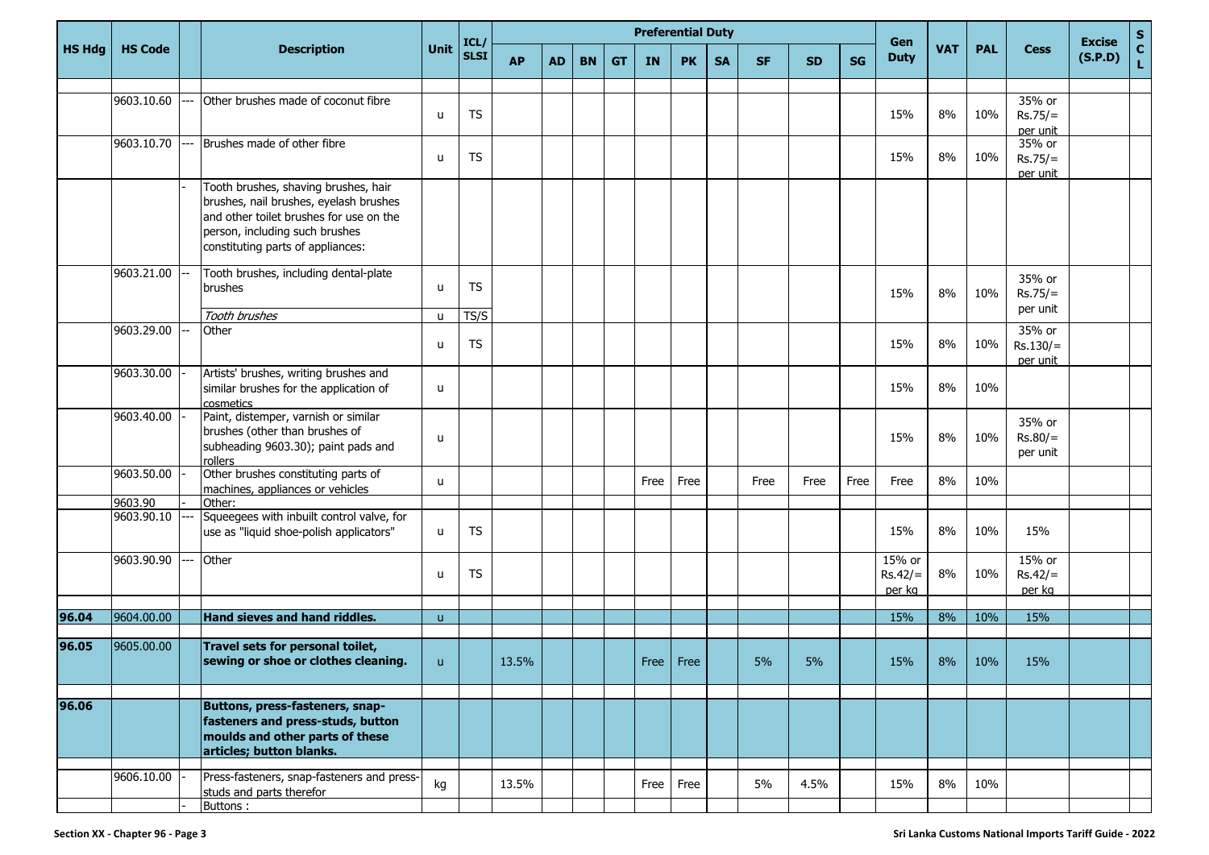| HS Hdg | HS Code | | Description | Unit | ICL/ SLSI | Preferential Duty | | | | | | | | | | Gen Duty | VAT | PAL | Cess | Excise (S.P.D) | S C L |
|---|---|---|---|---|---|---|---|---|---|---|---|---|---|---|---|---|---|---|---|---|---|
| | | | | | | AP | AD | BN | GT | IN | PK | SA | SF | SD | SG | | | | | | |
| | 9603.10.60 | --- | Other brushes made of coconut fibre | u | TS | | | | | | | | | | | 15% | 8% | 10% | 35% or Rs.75/= per unit | | |
| | 9603.10.70 | --- | Brushes made of other fibre | u | TS | | | | | | | | | | | 15% | 8% | 10% | 35% or Rs.75/= per unit | | |
| | | - | Tooth brushes, shaving brushes, hair brushes, nail brushes, eyelash brushes and other toilet brushes for use on the person, including such brushes constituting parts of appliances: | | | | | | | | | | | | | | | | | | |
| | 9603.21.00 | -- | Tooth brushes, including dental-plate brushes | u | TS | | | | | | | | | | | 15% | 8% | 10% | 35% or Rs.75/= per unit | | |
| | | | *Tooth brushes* | u | TS/S | | | | | | | | | | | | | | | | |
| | 9603.29.00 | -- | Other | u | TS | | | | | | | | | | | 15% | 8% | 10% | 35% or Rs.130/= per unit | | |
| | 9603.30.00 | - | Artists' brushes, writing brushes and similar brushes for the application of cosmetics | u | | | | | | | | | | | | 15% | 8% | 10% | | | |
| | 9603.40.00 | - | Paint, distemper, varnish or similar brushes (other than brushes of subheading 9603.30); paint pads and rollers | u | | | | | | | | | | | | 15% | 8% | 10% | 35% or Rs.80/= per unit | | |
| | 9603.50.00 | - | Other brushes constituting parts of machines, appliances or vehicles | u | | | | | | Free | Free | | Free | Free | Free | Free | 8% | 10% | | | |
| | 9603.90 | - | Other: | | | | | | | | | | | | | | | | | | |
| | 9603.90.10 | --- | Squeegees with inbuilt control valve, for use as "liquid shoe-polish applicators" | u | TS | | | | | | | | | | | 15% | 8% | 10% | 15% | | |
| | 9603.90.90 | --- | Other | u | TS | | | | | | | | | | | 15% or Rs.42/= per kg | 8% | 10% | 15% or Rs.42/= per kg | | |
| **96.04** | 9604.00.00 | | **Hand sieves and hand riddles.** | u | | | | | | | | | | | | 15% | 8% | 10% | 15% | | |
| **96.05** | 9605.00.00 | | **Travel sets for personal toilet, sewing or shoe or clothes cleaning.** | u | | 13.5% | | | | Free | Free | | 5% | 5% | | 15% | 8% | 10% | 15% | | |
| **96.06** | | | **Buttons, press-fasteners, snap-fasteners and press-studs, button moulds and other parts of these articles; button blanks.** | | | | | | | | | | | | | | | | | | |
| | 9606.10.00 | - | Press-fasteners, snap-fasteners and press-studs and parts therefor | kg | | 13.5% | | | | Free | Free | | 5% | 4.5% | | 15% | 8% | 10% | | | |
| | | - | Buttons : | | | | | | | | | | | | | | | | | | |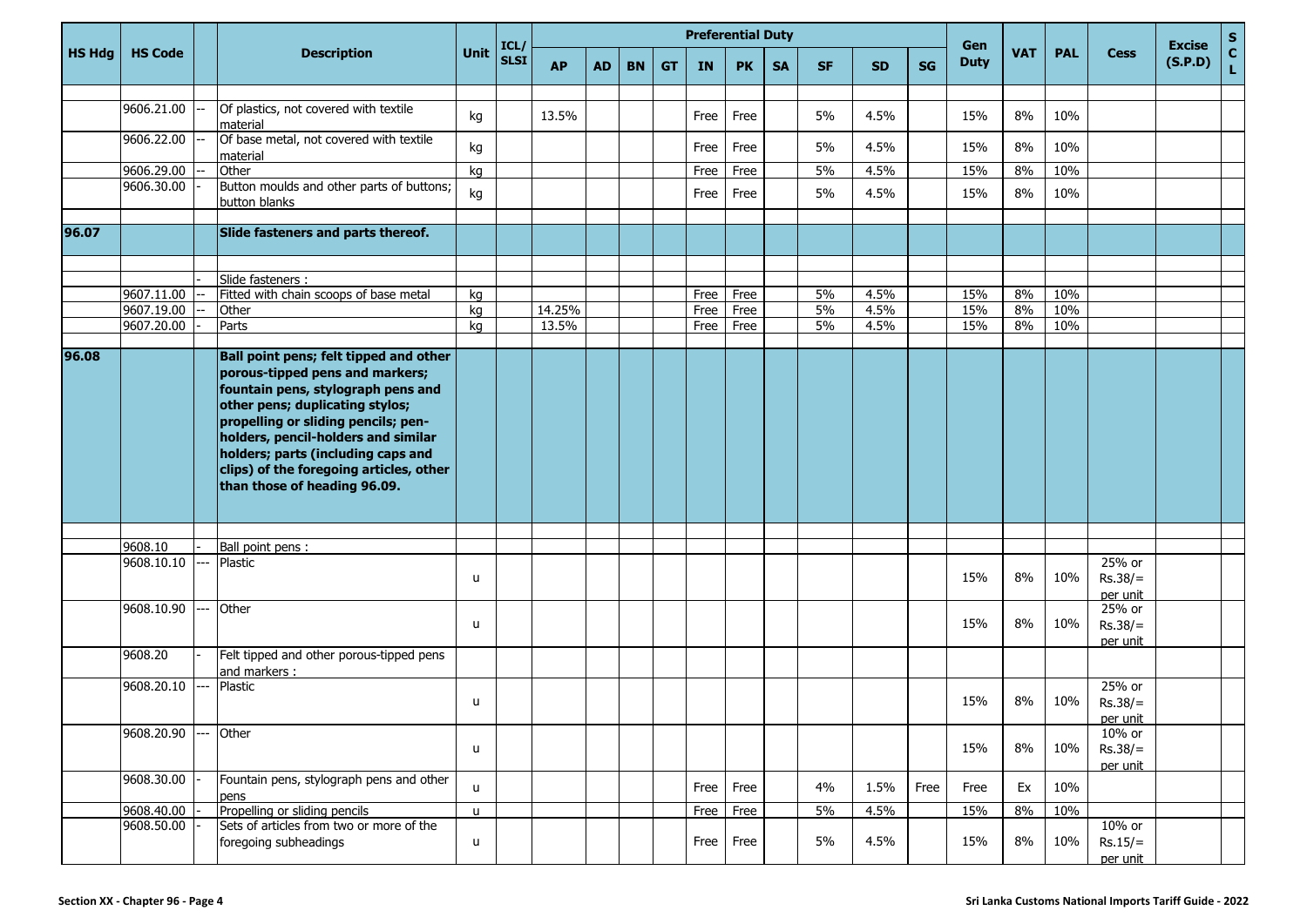| HS Hdg | HS Code | | Description | Unit | ICL/ SLSI | Preferential Duty | | | | | | | | | | Gen Duty | VAT | PAL | Cess | Excise (S.P.D) | S C L |
|---|---|---|---|---|---|---|---|---|---|---|---|---|---|---|---|---|---|---|---|---|---|
| | | | | | | AP | AD | BN | GT | IN | PK | SA | SF | SD | SG | | | | | | |
| | | | | | | | | | | | | | | | | | | | | | |
| | 9606.21.00 | -- | Of plastics, not covered with textile material | kg | | 13.5% | | | | Free | Free | | 5% | 4.5% | | 15% | 8% | 10% | | | |
| | 9606.22.00 | -- | Of base metal, not covered with textile material | kg | | | | | | Free | Free | | 5% | 4.5% | | 15% | 8% | 10% | | | |
| | 9606.29.00 | -- | Other | kg | | | | | | Free | Free | | 5% | 4.5% | | 15% | 8% | 10% | | | |
| | 9606.30.00 | - | Button moulds and other parts of buttons; button blanks | kg | | | | | | Free | Free | | 5% | 4.5% | | 15% | 8% | 10% | | | |
| | | | | | | | | | | | | | | | | | | | | | |
| **96.07** | | | **Slide fasteners and parts thereof.** | | | | | | | | | | | | | | | | | | |
| | | | | | | | | | | | | | | | | | | | | | |
| | | - | Slide fasteners : | | | | | | | | | | | | | | | | | | |
| | 9607.11.00 | -- | Fitted with chain scoops of base metal | kg | | | | | | Free | Free | | 5% | 4.5% | | 15% | 8% | 10% | | | |
| | 9607.19.00 | -- | Other | kg | | 14.25% | | | | Free | Free | | 5% | 4.5% | | 15% | 8% | 10% | | | |
| | 9607.20.00 | - | Parts | kg | | 13.5% | | | | Free | Free | | 5% | 4.5% | | 15% | 8% | 10% | | | |
| | | | | | | | | | | | | | | | | | | | | | |
| **96.08** | | | **Ball point pens; felt tipped and other porous-tipped pens and markers; fountain pens, stylograph pens and other pens; duplicating stylos; propelling or sliding pencils; pen-holders, pencil-holders and similar holders; parts (including caps and clips) of the foregoing articles, other than those of heading 96.09.** | | | | | | | | | | | | | | | | | | |
| | | | | | | | | | | | | | | | | | | | | | |
| | 9608.10 | - | Ball point pens : | | | | | | | | | | | | | | | | | | |
| | 9608.10.10 | --- | Plastic | u | | | | | | | | | | | | 15% | 8% | 10% | 25% or Rs.38/= per unit | | |
| | 9608.10.90 | --- | Other | u | | | | | | | | | | | | 15% | 8% | 10% | 25% or Rs.38/= per unit | | |
| | 9608.20 | - | Felt tipped and other porous-tipped pens and markers : | | | | | | | | | | | | | | | | | | |
| | 9608.20.10 | --- | Plastic | u | | | | | | | | | | | | 15% | 8% | 10% | 25% or Rs.38/= per unit | | |
| | 9608.20.90 | --- | Other | u | | | | | | | | | | | | 15% | 8% | 10% | 10% or Rs.38/= per unit | | |
| | 9608.30.00 | - | Fountain pens, stylograph pens and other pens | u | | | | | | Free | Free | | 4% | 1.5% | Free | Free | Ex | 10% | | | |
| | 9608.40.00 | - | Propelling or sliding pencils | u | | | | | | Free | Free | | 5% | 4.5% | | 15% | 8% | 10% | | | |
| | 9608.50.00 | - | Sets of articles from two or more of the foregoing subheadings | u | | | | | | Free | Free | | 5% | 4.5% | | 15% | 8% | 10% | 10% or Rs.15/= per unit | | |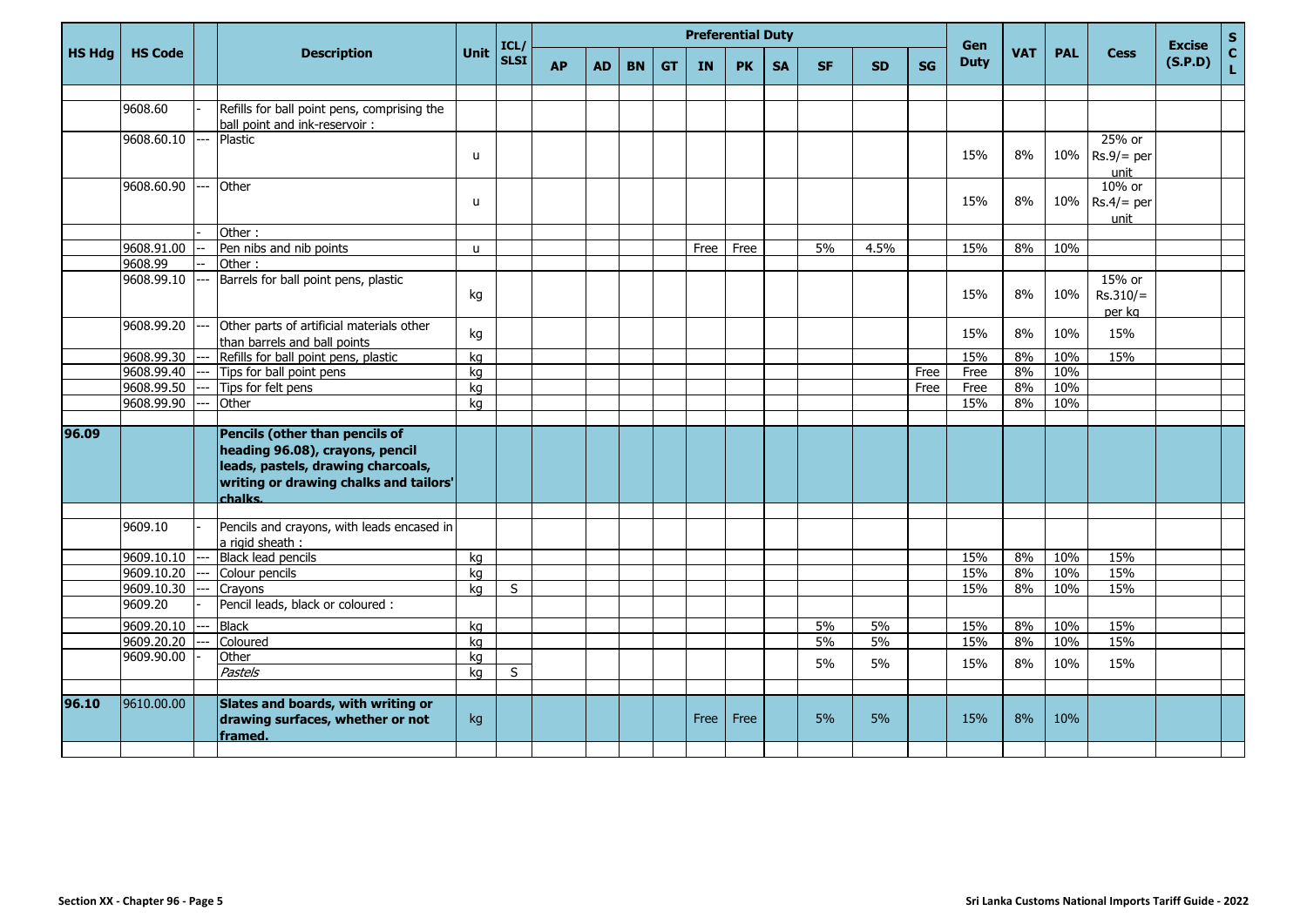| HS Hdg | HS Code | | Description | Unit | ICL/SLSI | Preferential Duty | | | | | | | | | | Gen Duty | VAT | PAL | Cess | Excise (S.P.D) | SCL |
|---|---|---|---|---|---|---|---|---|---|---|---|---|---|---|---|---|---|---|---|---|---|
| | | | | | | AP | AD | BN | GT | IN | PK | SA | SF | SD | SG | | | | | | |
| | 9608.60 | - | Refills for ball point pens, comprising the ball point and ink-reservoir : | | | | | | | | | | | | | | | | | | |
| | 9608.60.10 | --- | Plastic | u | | | | | | | | | | | | 15% | 8% | 10% | 25% or Rs.9/= per unit | | |
| | 9608.60.90 | --- | Other | u | | | | | | | | | | | | 15% | 8% | 10% | 10% or Rs.4/= per unit | | |
| | | - | Other : | | | | | | | | | | | | | | | | | | |
| | 9608.91.00 | -- | Pen nibs and nib points | u | | | | | | Free | Free | | 5% | 4.5% | | 15% | 8% | 10% | | | |
| | 9608.99 | -- | Other : | | | | | | | | | | | | | | | | | | |
| | 9608.99.10 | --- | Barrels for ball point pens, plastic | kg | | | | | | | | | | | | 15% | 8% | 10% | 15% or Rs.310/= per kg | | |
| | 9608.99.20 | --- | Other parts of artificial materials other than barrels and ball points | kg | | | | | | | | | | | | 15% | 8% | 10% | 15% | | |
| | 9608.99.30 | --- | Refills for ball point pens, plastic | kg | | | | | | | | | | | | 15% | 8% | 10% | 15% | | |
| | 9608.99.40 | --- | Tips for ball point pens | kg | | | | | | | | | | | Free | Free | 8% | 10% | | | |
| | 9608.99.50 | --- | Tips for felt pens | kg | | | | | | | | | | | Free | Free | 8% | 10% | | | |
| | 9608.99.90 | --- | Other | kg | | | | | | | | | | | | 15% | 8% | 10% | | | |
| **96.09** | | | **Pencils (other than pencils of heading 96.08), crayons, pencil leads, pastels, drawing charcoals, writing or drawing chalks and tailors' chalks.** | | | | | | | | | | | | | | | | | | |
| | 9609.10 | - | Pencils and crayons, with leads encased in a rigid sheath : | | | | | | | | | | | | | | | | | | |
| | 9609.10.10 | --- | Black lead pencils | kg | | | | | | | | | | | | 15% | 8% | 10% | 15% | | |
| | 9609.10.20 | --- | Colour pencils | kg | | | | | | | | | | | | 15% | 8% | 10% | 15% | | |
| | 9609.10.30 | --- | Crayons | kg | S | | | | | | | | | | | 15% | 8% | 10% | 15% | | |
| | 9609.20 | - | Pencil leads, black or coloured : | | | | | | | | | | | | | | | | | | |
| | 9609.20.10 | --- | Black | kg | | | | | | | | | 5% | 5% | | 15% | 8% | 10% | 15% | | |
| | 9609.20.20 | --- | Coloured | kg | | | | | | | | | 5% | 5% | | 15% | 8% | 10% | 15% | | |
| | 9609.90.00 | - | Other | kg | | | | | | | | | 5% | 5% | | 15% | 8% | 10% | 15% | | |
| | | | *Pastels* | kg | S | | | | | | | | | | | | | | | | |
| **96.10** | 9610.00.00 | | **Slates and boards, with writing or drawing surfaces, whether or not framed.** | kg | | | | | | Free | Free | | 5% | 5% | | 15% | 8% | 10% | | | |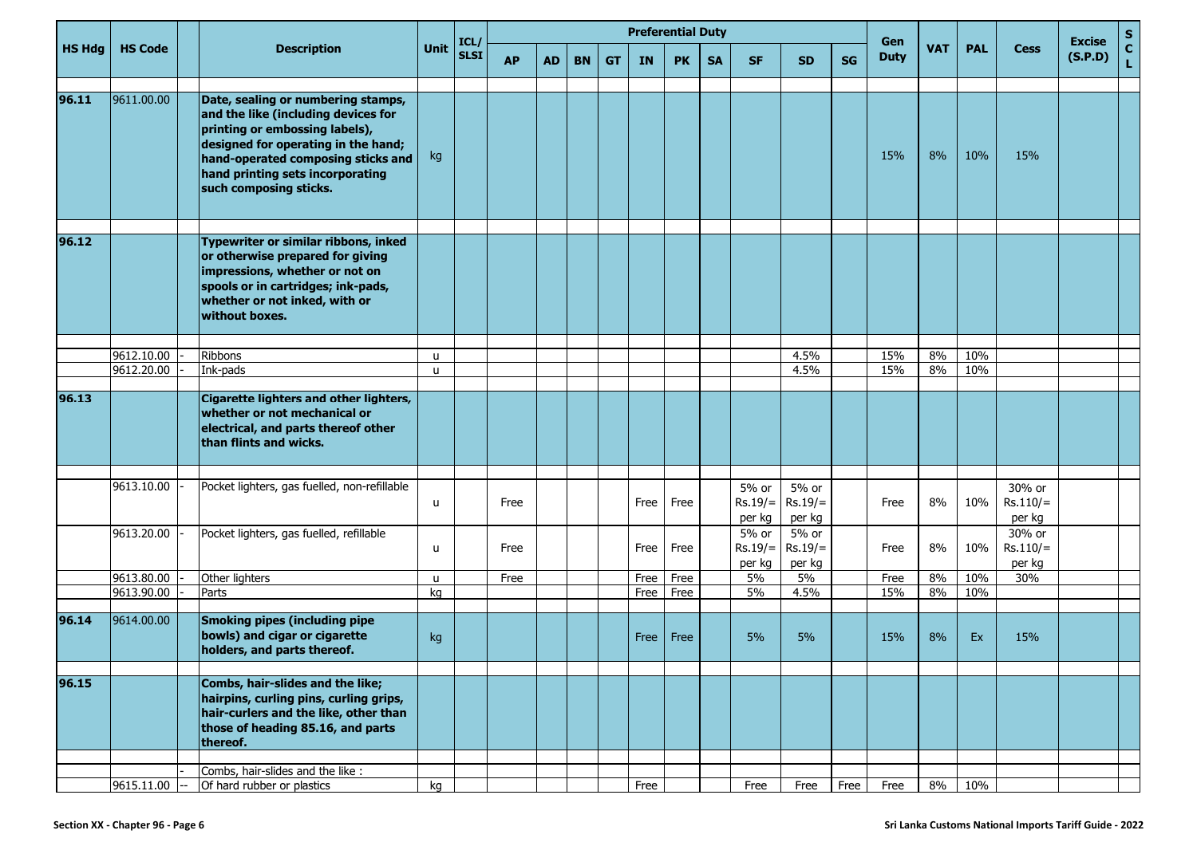| HS Hdg | HS Code | | Description | Unit | ICL/ SLSI | Preferential Duty | | | | | | | | | | Gen Duty | VAT | PAL | Cess | Excise (S.P.D) | S C L |
|---|---|---|---|---|---|---|---|---|---|---|---|---|---|---|---|---|---|---|---|---|---|
| | | | | | | AP | AD | BN | GT | IN | PK | SA | SF | SD | SG | | | | | | |
| 96.11 | 9611.00.00 | | **Date, sealing or numbering stamps, and the like (including devices for printing or embossing labels), designed for operating in the hand; hand-operated composing sticks and hand printing sets incorporating such composing sticks.** | kg | | | | | | | | | | | | 15% | 8% | 10% | 15% | | |
| 96.12 | | | **Typewriter or similar ribbons, inked or otherwise prepared for giving impressions, whether or not on spools or in cartridges; ink-pads, whether or not inked, with or without boxes.** | | | | | | | | | | | | | | | | | | |
| | 9612.10.00 | - | Ribbons | u | | | | | | | | | | 4.5% | | 15% | 8% | 10% | | | |
| | 9612.20.00 | - | Ink-pads | u | | | | | | | | | | 4.5% | | 15% | 8% | 10% | | | |
| 96.13 | | | **Cigarette lighters and other lighters, whether or not mechanical or electrical, and parts thereof other than flints and wicks.** | | | | | | | | | | | | | | | | | | |
| | 9613.10.00 | - | Pocket lighters, gas fuelled, non-refillable | u | | Free | | | | Free | Free | | 5% or Rs.19/= per kg | 5% or Rs.19/= per kg | | Free | 8% | 10% | 30% or Rs.110/= per kg | | |
| | 9613.20.00 | - | Pocket lighters, gas fuelled, refillable | u | | Free | | | | Free | Free | | 5% or Rs.19/= per kg | 5% or Rs.19/= per kg | | Free | 8% | 10% | 30% or Rs.110/= per kg | | |
| | 9613.80.00 | - | Other lighters | u | | Free | | | | Free | Free | | 5% | 5% | | Free | 8% | 10% | 30% | | |
| | 9613.90.00 | - | Parts | kg | | | | | | Free | Free | | 5% | 4.5% | | 15% | 8% | 10% | | | |
| 96.14 | 9614.00.00 | | **Smoking pipes (including pipe bowls) and cigar or cigarette holders, and parts thereof.** | kg | | | | | | Free | Free | | 5% | 5% | | 15% | 8% | Ex | 15% | | |
| 96.15 | | | **Combs, hair-slides and the like; hairpins, curling pins, curling grips, hair-curlers and the like, other than those of heading 85.16, and parts thereof.** | | | | | | | | | | | | | | | | | | |
| | | - | Combs, hair-slides and the like : | | | | | | | | | | | | | | | | | | |
| | 9615.11.00 | -- | Of hard rubber or plastics | kg | | | | | | Free | | | Free | Free | Free | Free | 8% | 10% | | | |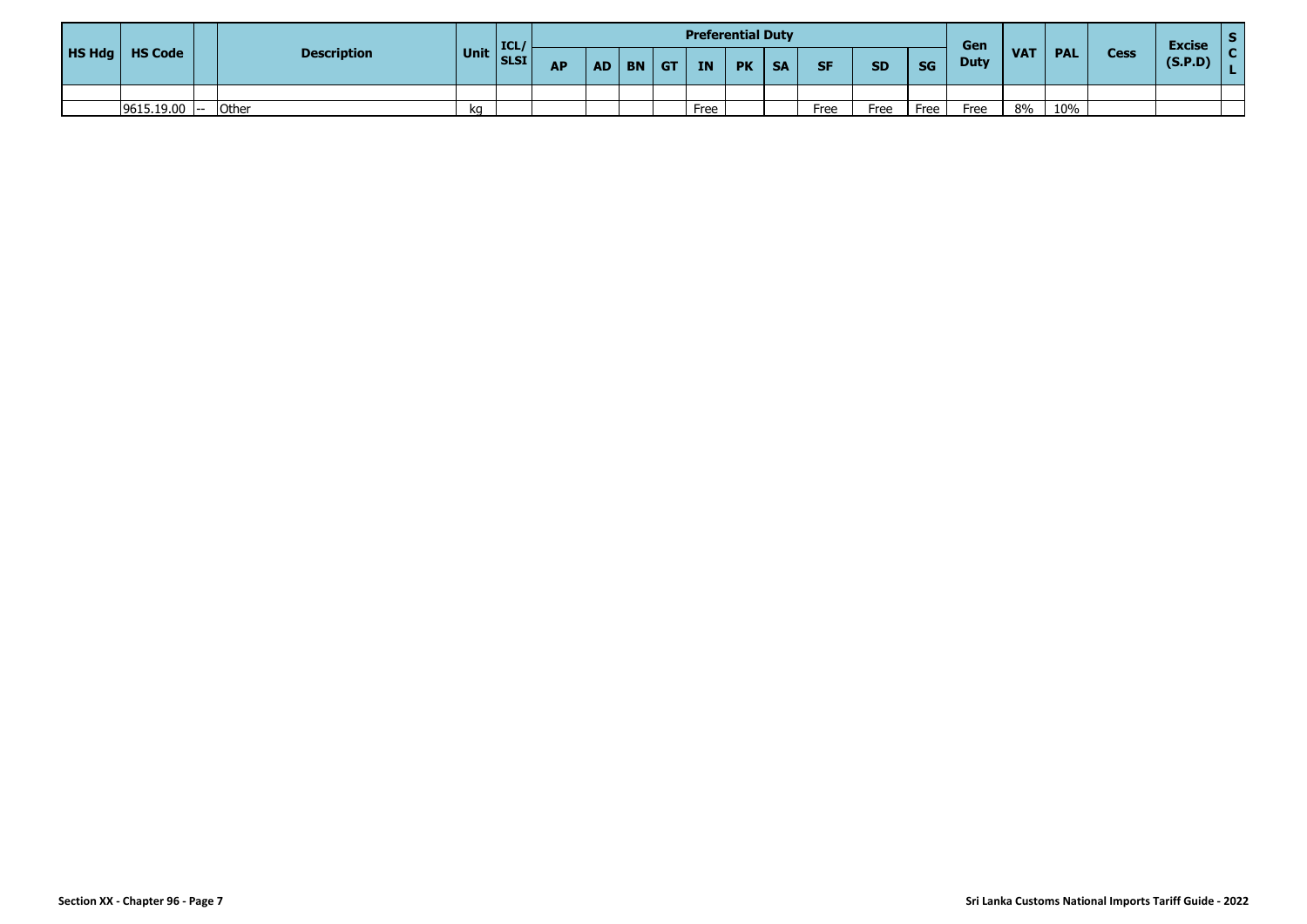| HS Hdg | HS Code | | Description | Unit | ICL/ SLSI | Preferential Duty | | | | | | | | | | Gen Duty | VAT | PAL | Cess | Excise (S.P.D) | S C L |
|---|---|---|---|---|---|---|---|---|---|---|---|---|---|---|---|---|---|---|---|---|---|
| | | | | | | AP | AD | BN | GT | IN | PK | SA | SF | SD | SG | | | | | | |
| | | | | | | | | | | | | | | | | | | | | | |
| | 9615.19.00 | -- | Other | kg | | | | | | Free | | | Free | Free | Free | Free | 8% | 10% | | | |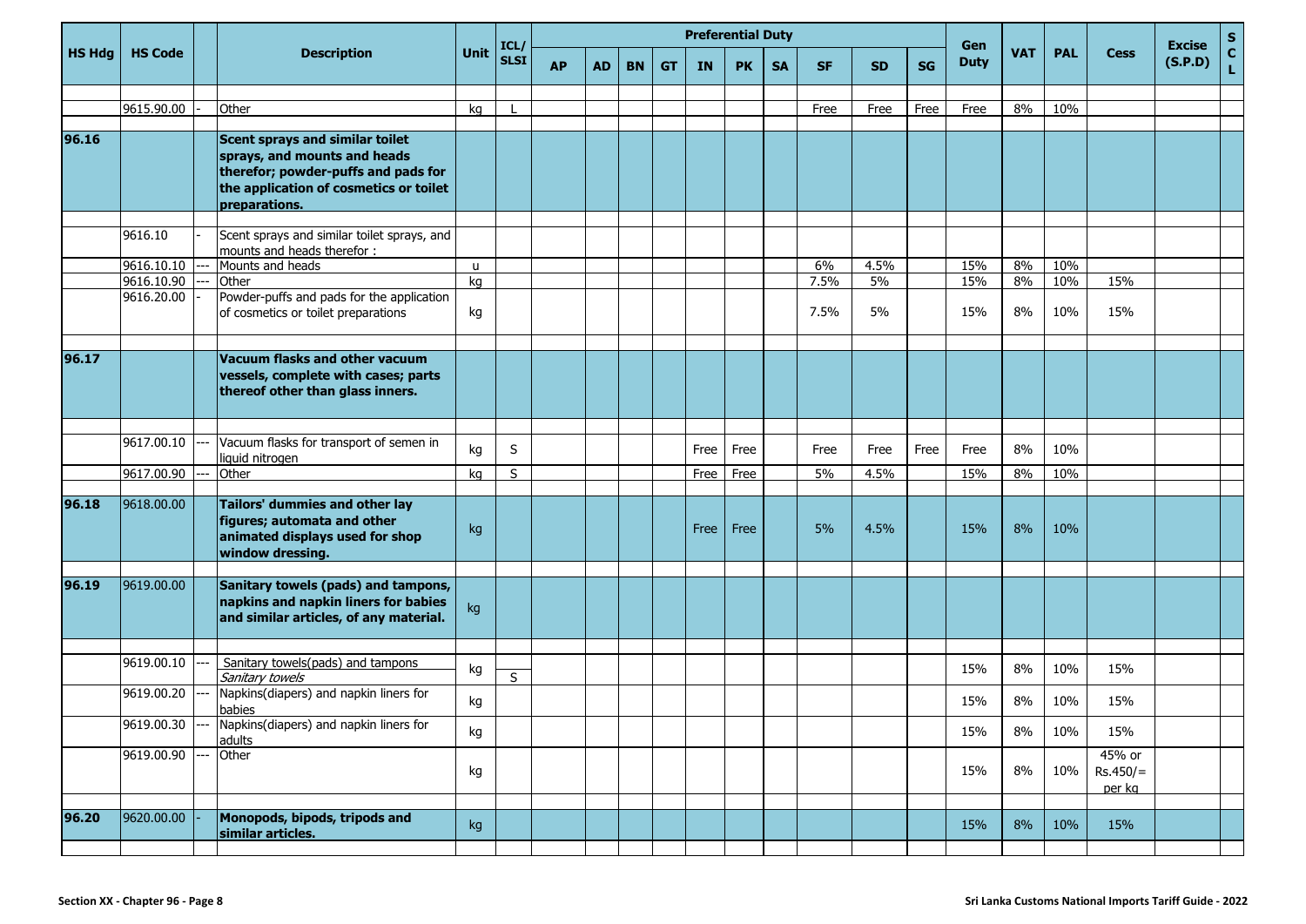| HS Hdg | HS Code | | Description | Unit | ICL/ SLSI | Preferential Duty | | | | | | | | | | Gen Duty | VAT | PAL | Cess | Excise (S.P.D) | SCL |
|---|---|---|---|---|---|---|---|---|---|---|---|---|---|---|---|---|---|---|---|---|---|
| | | | | | | AP | AD | BN | GT | IN | PK | SA | SF | SD | SG | | | | | | |
| | 9615.90.00 | - | Other | kg | L | | | | | | | | Free | Free | Free | Free | 8% | 10% | | | |
| **96.16** | | | **Scent sprays and similar toilet sprays, and mounts and heads therefor; powder-puffs and pads for the application of cosmetics or toilet preparations.** | | | | | | | | | | | | | | | | | | |
| | 9616.10 | - | Scent sprays and similar toilet sprays, and mounts and heads therefor : | | | | | | | | | | | | | | | | | | |
| | 9616.10.10 | --- | Mounts and heads | u | | | | | | | | | 6% | 4.5% | | 15% | 8% | 10% | | | |
| | 9616.10.90 | --- | Other | kg | | | | | | | | | 7.5% | 5% | | 15% | 8% | 10% | 15% | | |
| | 9616.20.00 | - | Powder-puffs and pads for the application of cosmetics or toilet preparations | kg | | | | | | | | | 7.5% | 5% | | 15% | 8% | 10% | 15% | | |
| **96.17** | | | **Vacuum flasks and other vacuum vessels, complete with cases; parts thereof other than glass inners.** | | | | | | | | | | | | | | | | | | |
| | 9617.00.10 | --- | Vacuum flasks for transport of semen in liquid nitrogen | kg | S | | | | | Free | Free | | Free | Free | Free | Free | 8% | 10% | | | |
| | 9617.00.90 | --- | Other | kg | S | | | | | Free | Free | | 5% | 4.5% | | 15% | 8% | 10% | | | |
| **96.18** | 9618.00.00 | | **Tailors' dummies and other lay figures; automata and other animated displays used for shop window dressing.** | kg | | | | | | Free | Free | | 5% | 4.5% | | 15% | 8% | 10% | | | |
| **96.19** | 9619.00.00 | | **Sanitary towels (pads) and tampons, napkins and napkin liners for babies and similar articles, of any material.** | kg | | | | | | | | | | | | | | | | | |
| | 9619.00.10 | --- | Sanitary towels(pads) and tampons<br>*Sanitary towels* | kg | S | | | | | | | | | | | 15% | 8% | 10% | 15% | | |
| | 9619.00.20 | --- | Napkins(diapers) and napkin liners for babies | kg | | | | | | | | | | | | 15% | 8% | 10% | 15% | | |
| | 9619.00.30 | --- | Napkins(diapers) and napkin liners for adults | kg | | | | | | | | | | | | 15% | 8% | 10% | 15% | | |
| | 9619.00.90 | --- | Other | kg | | | | | | | | | | | | 15% | 8% | 10% | 45% or Rs.450/= per kg | | |
| **96.20** | 9620.00.00 | - | **Monopods, bipods, tripods and similar articles.** | kg | | | | | | | | | | | | 15% | 8% | 10% | 15% | | |